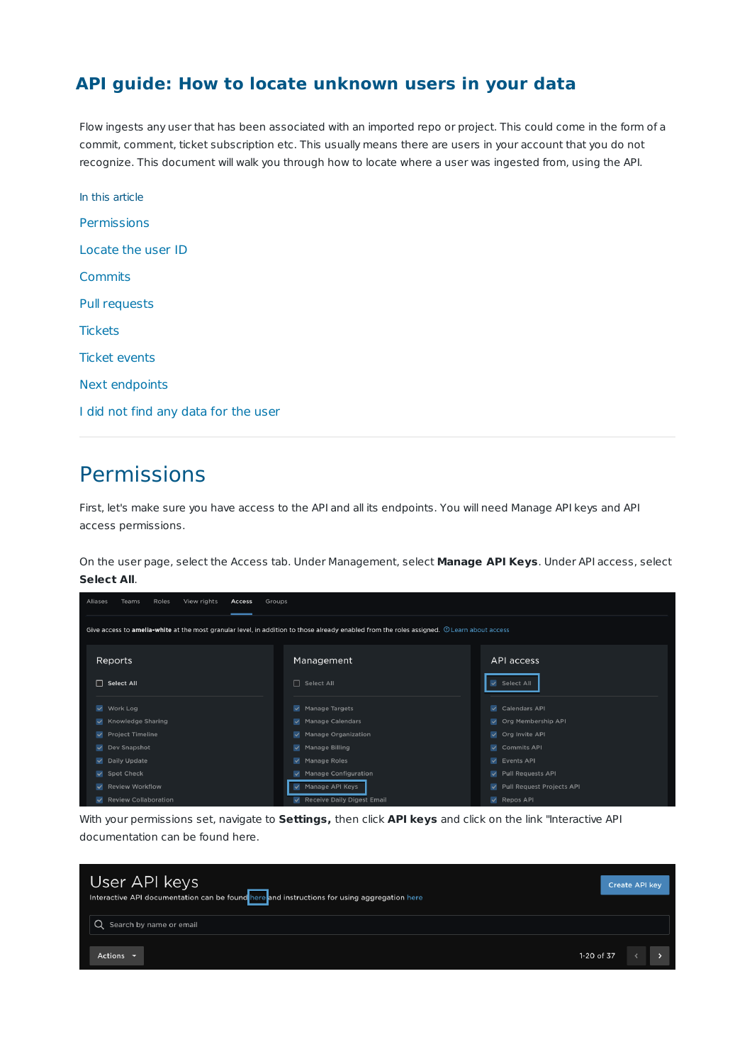# API guide: How to locate unknown users in your data

Flow ingests any user that has been associated with an imported repo or project. This could come in the form of a commit, comment, ticket subscription etc. This usually means there are users in your account that you do not recognize. This document will walk you through how to locate where a user was ingested from, using the API.

In this article

- Permissions
- Locate the user ID
- Commits
- Pull requests
- Tickets
- Ticket events
- Next endpoints
- I did not find any data for the user

## Permissions

First, let's make sure you have access to the API and all its endpoints. You will need Manage API keys and API access permissions.

On the user page, select the Access tab. Under Management, select **Manage API Keys**. Under API access, select **Select All**.

With your permissions set, navigate to **Settings,** then click **API keys** and click on the link "Interactive API documentation can be found here.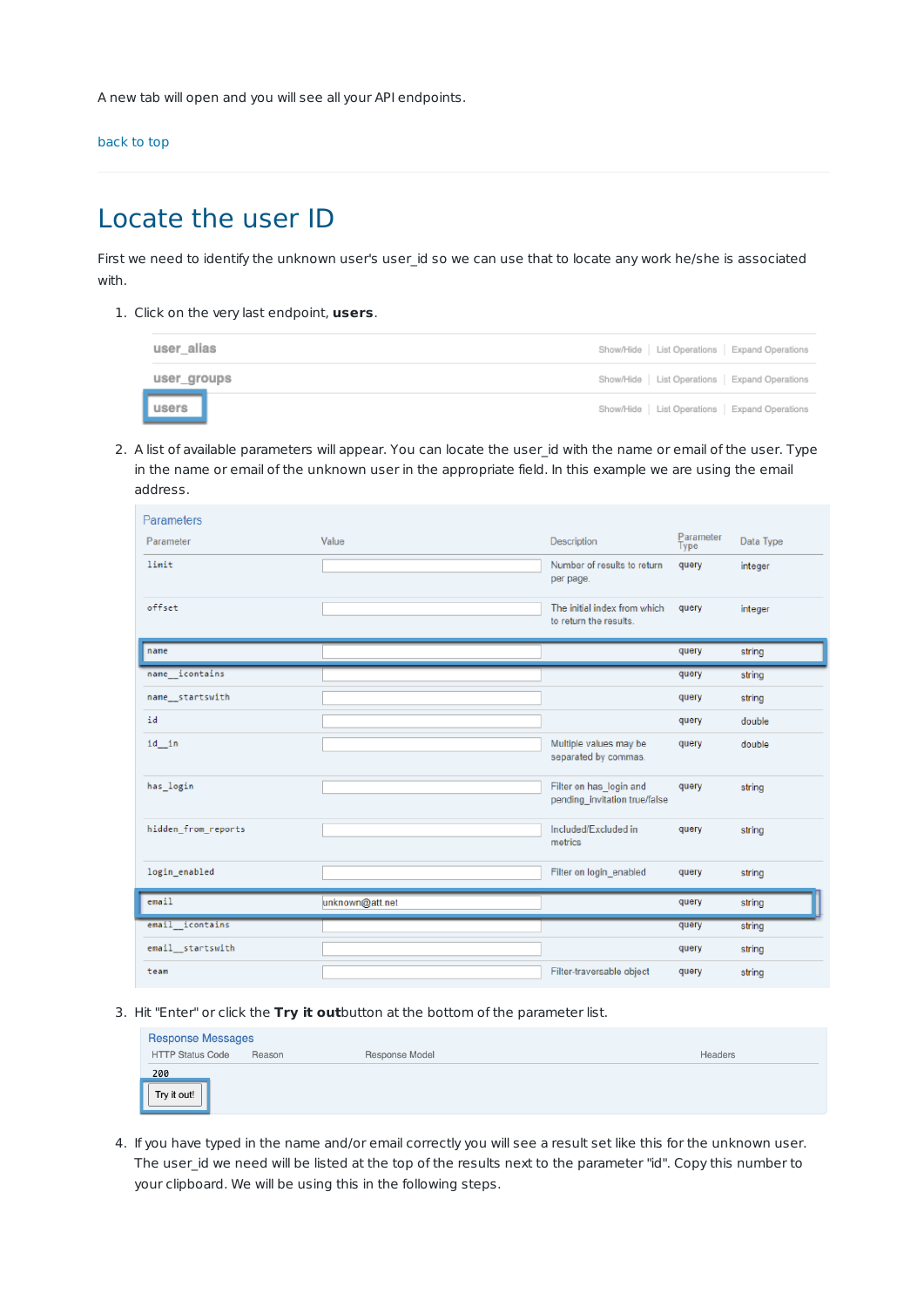A new tab will open and you will see all your API endpoints.

back to top

# Locate the user ID

First we need to identify the unknown user's user_id so we can use that to locate any work he/she is associated with.

1. Click on the very last endpoint, **users**.

| | | | |
|---|---|---|---|
| user_alias | Show/Hide | List Operations | Expand Operations |
| user_groups | Show/Hide | List Operations | Expand Operations |
| users | Show/Hide | List Operations | Expand Operations |

2. A list of available parameters will appear. You can locate the user_id with the name or email of the user. Type in the name or email of the unknown user in the appropriate field. In this example we are using the email address.

Parameters

| Parameter | Value | Description | Parameter Type | Data Type |
|---|---|---|---|---|
| limit | | Number of results to return per page. | query | integer |
| offset | | The initial index from which to return the results. | query | integer |
| name | | | query | string |
| name__icontains | | | query | string |
| name__startswith | | | query | string |
| id | | | query | double |
| id__in | | Multiple values may be separated by commas. | query | double |
| has_login | | Filter on has_login and pending_invitation true/false | query | string |
| hidden_from_reports | | Included/Excluded in metrics | query | string |
| login_enabled | | Filter on login_enabled | query | string |
| email | unknown@att.net | | query | string |
| email__icontains | | | query | string |
| email__startswith | | | query | string |
| team | | Filter-traversable object | query | string |

3. Hit "Enter" or click the **Try it out**button at the bottom of the parameter list.

Response Messages

| HTTP Status Code | Reason | Response Model | Headers |
|---|---|---|---|
| 200 | | | |

Try it out!

4. If you have typed in the name and/or email correctly you will see a result set like this for the unknown user. The user_id we need will be listed at the top of the results next to the parameter "id". Copy this number to your clipboard. We will be using this in the following steps.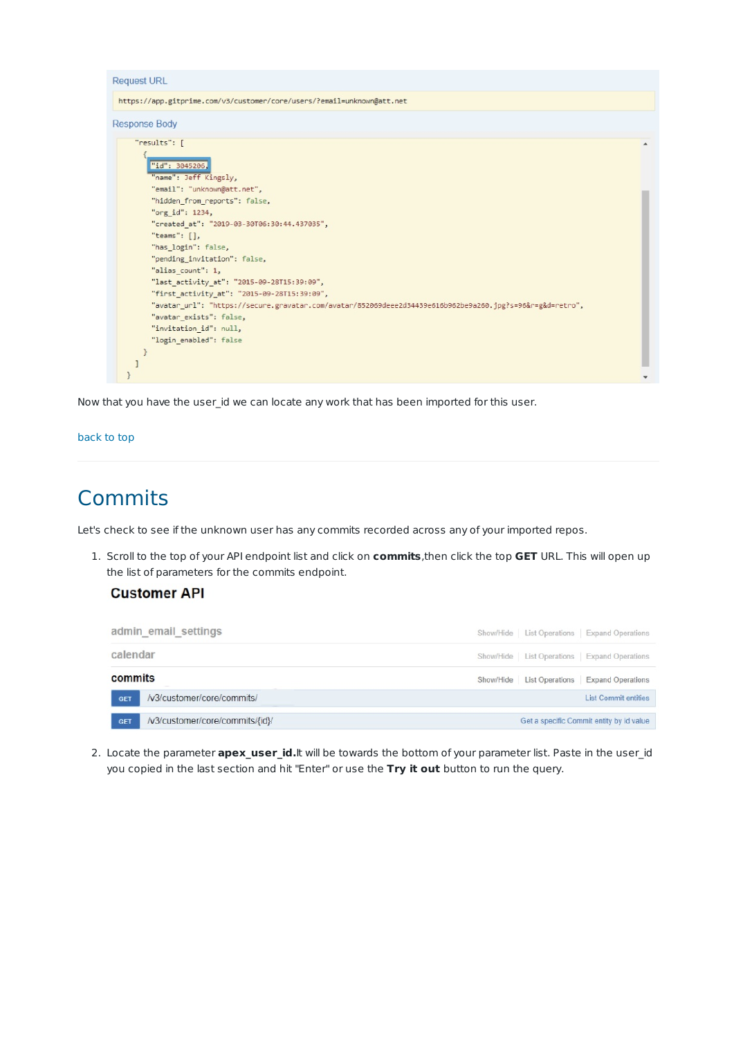Request URL

```
https://app.gitprime.com/v3/customer/core/users/?email=unknown@att.net
```

Response Body

```
"results": [
    {
        "id": 3045206,
        "name": Jeff Kingsly,
        "email": "unknown@att.net",
        "hidden_from_reports": false,
        "org_id": 1234,
        "created_at": "2019-03-30T06:30:44.437035",
        "teams": [],
        "has_login": false,
        "pending_invitation": false,
        "alias_count": 1,
        "last_activity_at": "2015-09-28T15:39:09",
        "first_activity_at": "2015-09-28T15:39:09",
        "avatar_url": "https://secure.gravatar.com/avatar/852069deee2d34439e616b962be9a260.jpg?s=96&r=g&d=retro",
        "avatar_exists": false,
        "invitation_id": null,
        "login_enabled": false
    }
]
}
```

Now that you have the user_id we can locate any work that has been imported for this user.

back to top

# Commits

Let's check to see if the unknown user has any commits recorded across any of your imported repos.

1. Scroll to the top of your API endpoint list and click on **commits**,then click the top **GET** URL. This will open up the list of parameters for the commits endpoint.

   **Customer API**

   | | | |
   |---|---|---|
   | admin_email_settings | | Show/Hide \| List Operations \| Expand Operations |
   | calendar | | Show/Hide \| List Operations \| Expand Operations |
   | commits | | Show/Hide \| List Operations \| Expand Operations |
   | GET | /v3/customer/core/commits/ | List Commit entities |
   | GET | /v3/customer/core/commits/{id}/ | Get a specific Commit entity by id value |

2. Locate the parameter **apex_user_id.**It will be towards the bottom of your parameter list. Paste in the user_id you copied in the last section and hit "Enter" or use the **Try it out** button to run the query.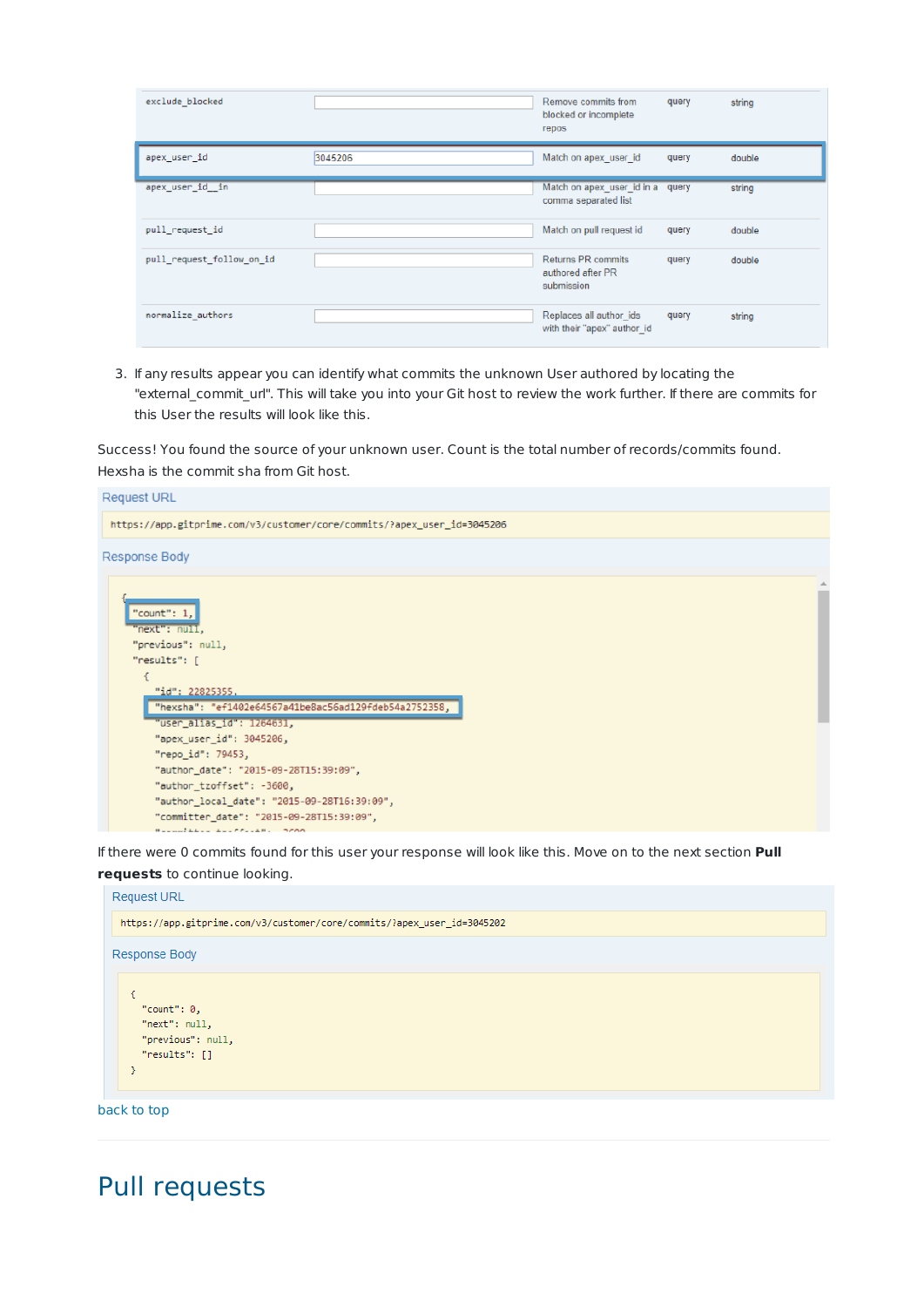| | | | | |
|---|---|---|---|---|
| exclude_blocked | | Remove commits from blocked or incomplete repos | query | string |
| apex_user_id | 3045206 | Match on apex_user_id | query | double |
| apex_user_id__in | | Match on apex_user_id in a comma separated list | query | string |
| pull_request_id | | Match on pull request id | query | double |
| pull_request_follow_on_id | | Returns PR commits authored after PR submission | query | double |
| normalize_authors | | Replaces all author_ids with their "apex" author_id | query | string |

3. If any results appear you can identify what commits the unknown User authored by locating the "external_commit_url". This will take you into your Git host to review the work further. If there are commits for this User the results will look like this.

Success! You found the source of your unknown user. Count is the total number of records/commits found. Hexsha is the commit sha from Git host.

Request URL

```
https://app.gitprime.com/v3/customer/core/commits/?apex_user_id=3045206
```

Response Body

```
{
  "count": 1,
  "next": null,
  "previous": null,
  "results": [
    {
      "id": 22825355,
      "hexsha": "ef1402e64567a41be8ac56ad129fdeb54a2752358",
      "user_alias_id": 1264631,
      "apex_user_id": 3045206,
      "repo_id": 79453,
      "author_date": "2015-09-28T15:39:09",
      "author_tzoffset": -3600,
      "author_local_date": "2015-09-28T16:39:09",
      "committer_date": "2015-09-28T15:39:09",
```

If there were 0 commits found for this user your response will look like this. Move on to the next section **Pull requests** to continue looking.

Request URL

```
https://app.gitprime.com/v3/customer/core/commits/?apex_user_id=3045202
```

Response Body

```
{
  "count": 0,
  "next": null,
  "previous": null,
  "results": []
}
```

back to top

# Pull requests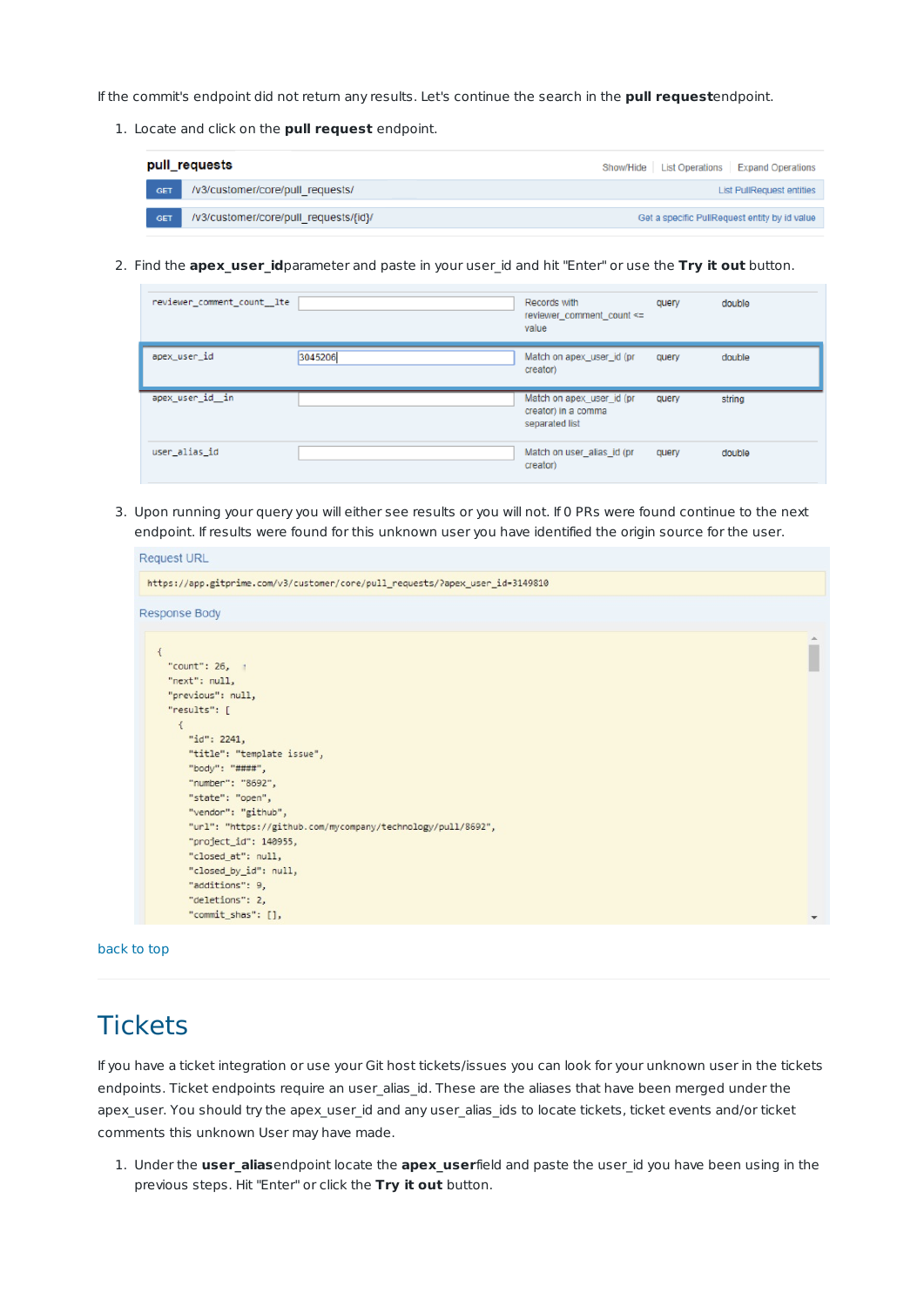If the commit's endpoint did not return any results. Let's continue the search in the **pull request**endpoint.

1. Locate and click on the **pull request** endpoint.

| pull_requests | | Show/Hide \| List Operations \| Expand Operations |
|---|---|---|
| GET | /v3/customer/core/pull_requests/ | List PullRequest entities |
| GET | /v3/customer/core/pull_requests/{id}/ | Get a specific PullRequest entity by id value |

2. Find the **apex_user_id**parameter and paste in your user_id and hit "Enter" or use the **Try it out** button.

| Parameter | Value | Description | Parameter Type | Data Type |
|---|---|---|---|---|
| reviewer_comment_count__lte | | Records with reviewer_comment_count <= value | query | double |
| apex_user_id | 3045206 | Match on apex_user_id (pr creator) | query | double |
| apex_user_id__in | | Match on apex_user_id (pr creator) in a comma separated list | query | string |
| user_alias_id | | Match on user_alias_id (pr creator) | query | double |

3. Upon running your query you will either see results or you will not. If 0 PRs were found continue to the next endpoint. If results were found for this unknown user you have identified the origin source for the user.

Request URL

```
https://app.gitprime.com/v3/customer/core/pull_requests/?apex_user_id=3149810
```

Response Body

```
{
  "count": 26,
  "next": null,
  "previous": null,
  "results": [
    {
      "id": 2241,
      "title": "template issue",
      "body": "####",
      "number": "8692",
      "state": "open",
      "vendor": "github",
      "url": "https://github.com/mycompany/technology/pull/8692",
      "project_id": 140955,
      "closed_at": null,
      "closed_by_id": null,
      "additions": 9,
      "deletions": 2,
      "commit_shas": [],
```

back to top

# Tickets

If you have a ticket integration or use your Git host tickets/issues you can look for your unknown user in the tickets endpoints. Ticket endpoints require an user_alias_id. These are the aliases that have been merged under the apex_user. You should try the apex_user_id and any user_alias_ids to locate tickets, ticket events and/or ticket comments this unknown User may have made.

1. Under the **user_alias**endpoint locate the **apex_user**field and paste the user_id you have been using in the previous steps. Hit "Enter" or click the **Try it out** button.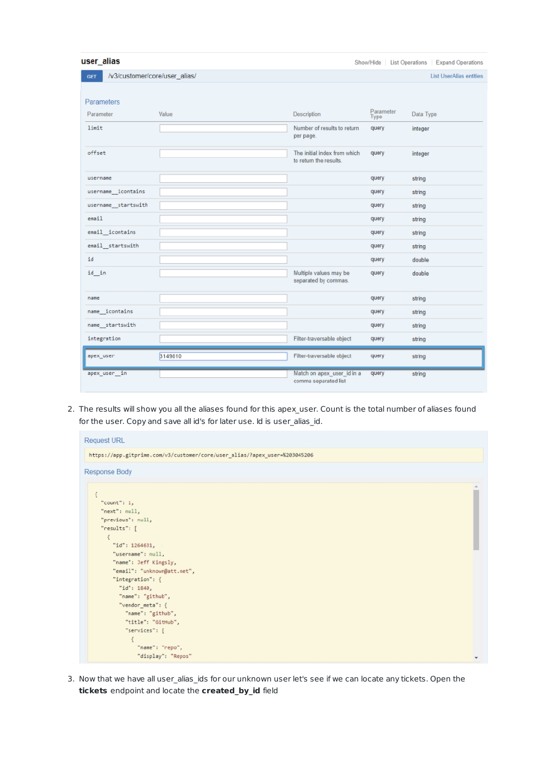## user_alias

Show/Hide | List Operations | Expand Operations

GET /v3/customer/core/user_alias/ — List UserAlias entities

### Parameters

| Parameter | Value | Description | Parameter Type | Data Type |
|---|---|---|---|---|
| limit | | Number of results to return per page. | query | integer |
| offset | | The initial index from which to return the results. | query | integer |
| username | | | query | string |
| username__icontains | | | query | string |
| username__startswith | | | query | string |
| email | | | query | string |
| email__icontains | | | query | string |
| email__startswith | | | query | string |
| id | | | query | double |
| id__in | | Multiple values may be separated by commas. | query | double |
| name | | | query | string |
| name__icontains | | | query | string |
| name__startswith | | | query | string |
| integration | | Filter-traversable object | query | string |
| apex_user | 3149810 | Filter-traversable object | query | string |
| apex_user__in | | Match on apex_user_id in a comma separated list | query | string |

2. The results will show you all the aliases found for this apex_user. Count is the total number of aliases found for the user. Copy and save all id's for later use. Id is user_alias_id.

### Request URL

```
https://app.gitprime.com/v3/customer/core/user_alias/?apex_user=%203045206
```

### Response Body

```
{
  "count": 1,
  "next": null,
  "previous": null,
  "results": [
    {
      "id": 1264631,
      "username": null,
      "name": Jeff Kingsly,
      "email": "unknown@att.net",
      "integration": {
        "id": 1840,
        "name": "github",
        "vendor_meta": {
          "name": "github",
          "title": "GitHub",
          "services": [
            {
              "name": "repo",
              "display": "Repos"
```

3. Now that we have all user_alias_ids for our unknown user let's see if we can locate any tickets. Open the **tickets** endpoint and locate the **created_by_id** field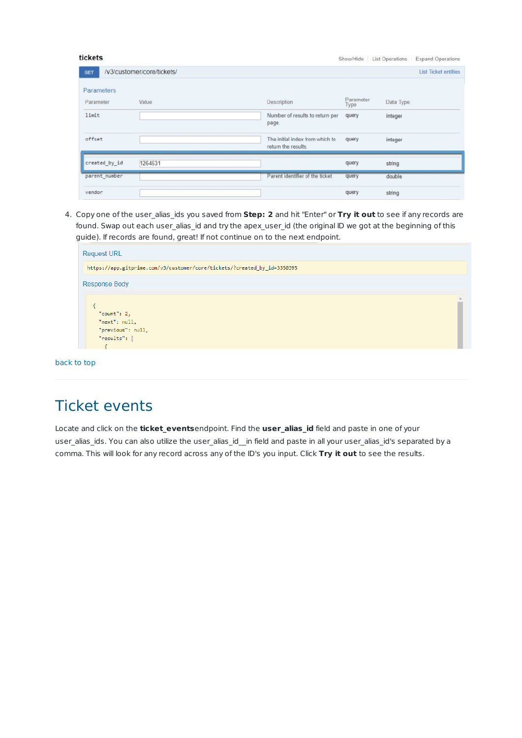**tickets**

Show/Hide | List Operations | Expand Operations

GET /v3/customer/core/tickets/ — List Ticket entities

Parameters

| Parameter | Value | Description | Parameter Type | Data Type |
|---|---|---|---|---|
| limit | | Number of results to return per page. | query | integer |
| offset | | The initial index from which to return the results. | query | integer |
| created_by_id | 1264631 | | query | string |
| parent_number | | Parent identifier of the ticket | query | double |
| vendor | | | query | string |

4. Copy one of the user_alias_ids you saved from **Step: 2** and hit "Enter" or **Try it out** to see if any records are found. Swap out each user_alias_id and try the apex_user_id (the original ID we got at the beginning of this guide). If records are found, great! If not continue on to the next endpoint.

Request URL

```
https://app.gitprime.com/v3/customer/core/tickets/?created_by_id=3350395
```

Response Body

```
{
  "count": 2,
  "next": null,
  "previous": null,
  "results": [
    {
```

back to top

# Ticket events

Locate and click on the **ticket_events**endpoint. Find the **user_alias_id** field and paste in one of your user_alias_ids. You can also utilize the user_alias_id__in field and paste in all your user_alias_id's separated by a comma. This will look for any record across any of the ID's you input. Click **Try it out** to see the results.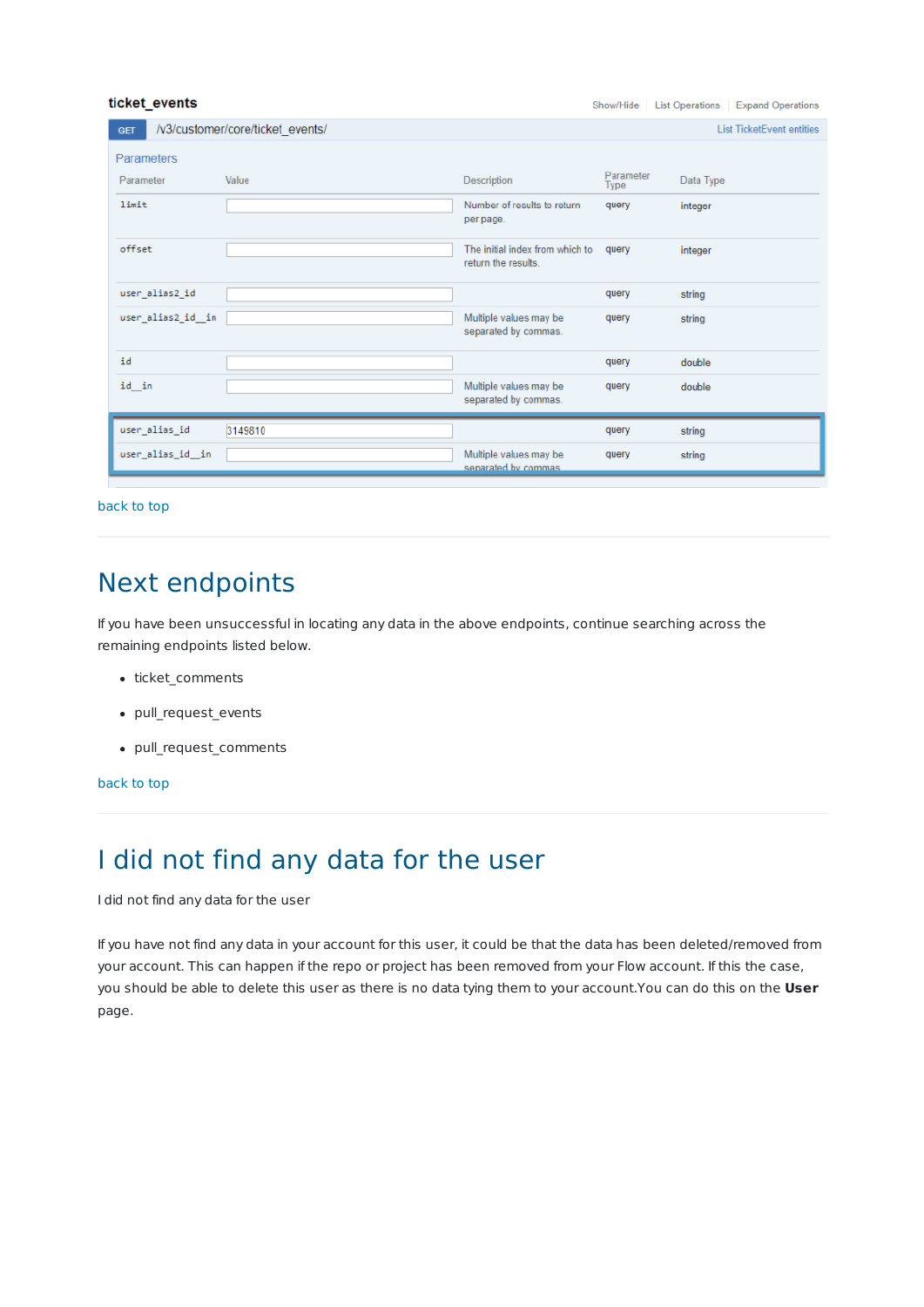**ticket_events**

Show/Hide | List Operations | Expand Operations

GET /v3/customer/core/ticket_events/ — List TicketEvent entities

Parameters

| Parameter | Value | Description | Parameter Type | Data Type |
| --- | --- | --- | --- | --- |
| limit | | Number of results to return per page. | query | integer |
| offset | | The initial index from which to return the results. | query | integer |
| user_alias2_id | | | query | string |
| user_alias2_id__in | | Multiple values may be separated by commas. | query | string |
| id | | | query | double |
| id__in | | Multiple values may be separated by commas. | query | double |
| user_alias_id | 3149810 | | query | string |
| user_alias_id__in | | Multiple values may be separated by commas. | query | string |

back to top

## Next endpoints

If you have been unsuccessful in locating any data in the above endpoints, continue searching across the remaining endpoints listed below.

- ticket_comments
- pull_request_events
- pull_request_comments

back to top

## I did not find any data for the user

I did not find any data for the user

If you have not find any data in your account for this user, it could be that the data has been deleted/removed from your account. This can happen if the repo or project has been removed from your Flow account. If this the case, you should be able to delete this user as there is no data tying them to your account.You can do this on the **User** page.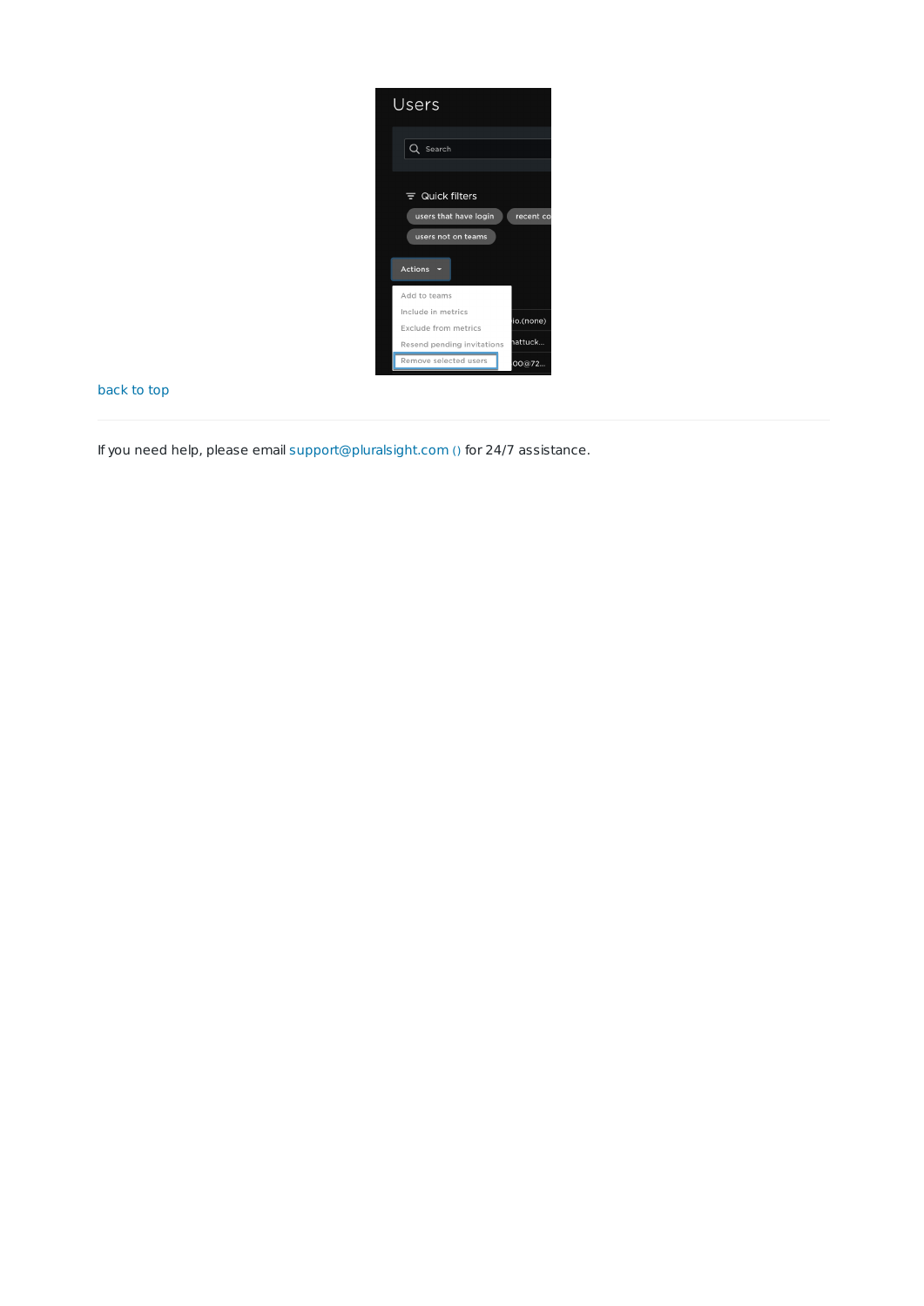[back to top](#)

---

If you need help, please email support@pluralsight.com () for 24/7 assistance.